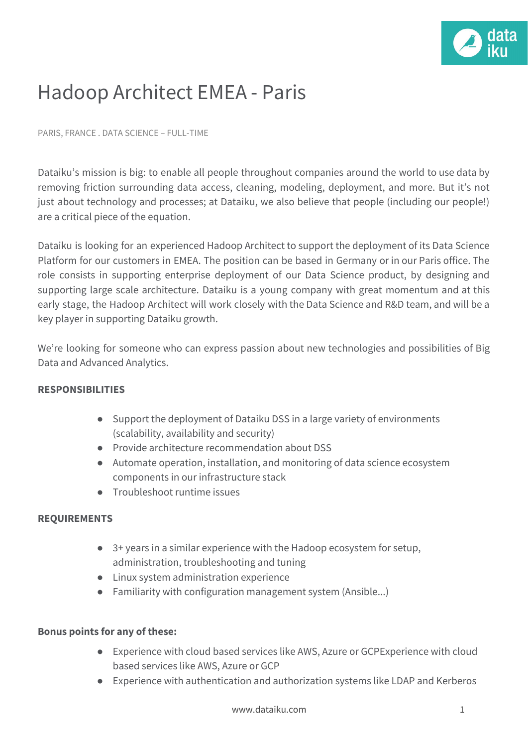# Hadoop Architect EMEA - Paris

PARIS, FRANCE . DATA SCIENCE – FULL-TIME

Dataiku's mission is big: to enable all people throughout companies around the world to use data by removing friction surrounding data access, cleaning, modeling, deployment, and more. But it's not just about technology and processes; at Dataiku, we also believe that people (including our people!) are a critical piece of the equation.

Dataiku is looking for an experienced Hadoop Architect to support the deployment of its Data Science Platform for our customers in EMEA. The position can be based in Germany or in our Paris office. The role consists in supporting enterprise deployment of our Data Science product, by designing and supporting large scale architecture. Dataiku is a young company with great momentum and at this early stage, the Hadoop Architect will work closely with the Data Science and R&D team, and will be a key player in supporting Dataiku growth.

We're looking for someone who can express passion about new technologies and possibilities of Big Data and Advanced Analytics.

**RESPONSIBILITIES**

- Support the deployment of Dataiku DSS in a large variety of environments (scalability, availability and security)
- Provide architecture recommendation about DSS
- Automate operation, installation, and monitoring of data science ecosystem components in our infrastructure stack
- Troubleshoot runtime issues

**REQUIREMENTS**

- 3+ years in a similar experience with the Hadoop ecosystem for setup, administration, troubleshooting and tuning
- Linux system administration experience
- Familiarity with configuration management system (Ansible...)

**Bonus points for any of these:**

- Experience with cloud based services like AWS, Azure or GCPExperience with cloud based services like AWS, Azure or GCP
- Experience with authentication and authorization systems like LDAP and Kerberos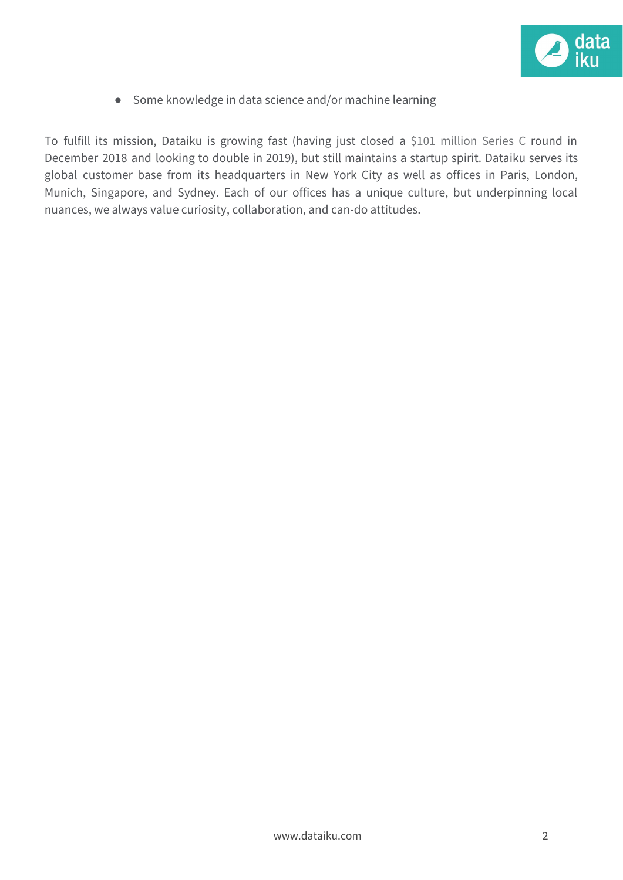- Some knowledge in data science and/or machine learning

To fulfill its mission, Dataiku is growing fast (having just closed a $101 million Series C round in December 2018 and looking to double in 2019), but still maintains a startup spirit. Dataiku serves its global customer base from its headquarters in New York City as well as offices in Paris, London, Munich, Singapore, and Sydney. Each of our offices has a unique culture, but underpinning local nuances, we always value curiosity, collaboration, and can-do attitudes.